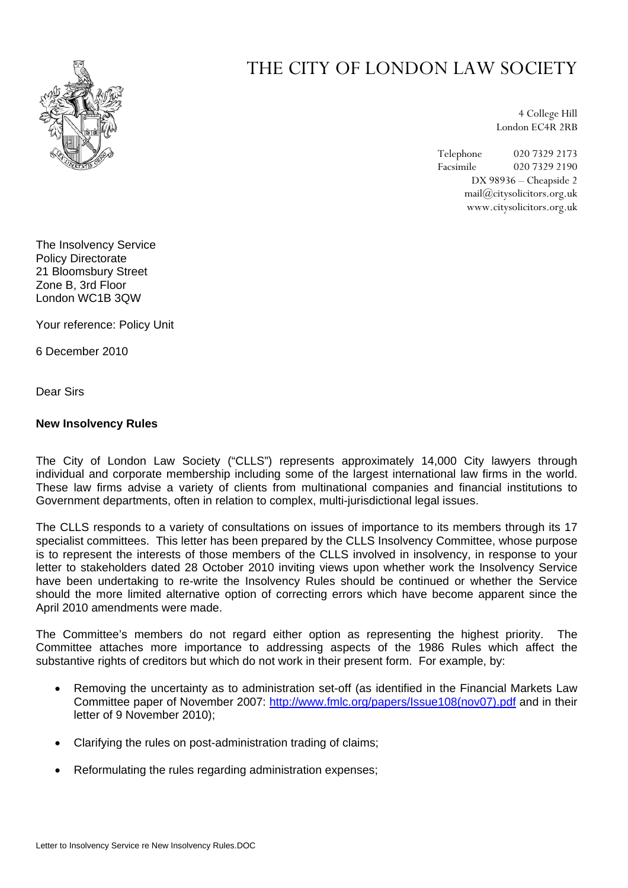# THE CITY OF LONDON LAW SOCIETY

4 College Hill
London EC4R 2RB

Telephone 020 7329 2173
Facsimile 020 7329 2190
DX 98936 – Cheapside 2
mail@citysolicitors.org.uk
www.citysolicitors.org.uk

The Insolvency Service
Policy Directorate
21 Bloomsbury Street
Zone B, 3rd Floor
London WC1B 3QW

Your reference: Policy Unit

6 December 2010

Dear Sirs

**New Insolvency Rules**

The City of London Law Society ("CLLS") represents approximately 14,000 City lawyers through individual and corporate membership including some of the largest international law firms in the world. These law firms advise a variety of clients from multinational companies and financial institutions to Government departments, often in relation to complex, multi-jurisdictional legal issues.

The CLLS responds to a variety of consultations on issues of importance to its members through its 17 specialist committees. This letter has been prepared by the CLLS Insolvency Committee, whose purpose is to represent the interests of those members of the CLLS involved in insolvency, in response to your letter to stakeholders dated 28 October 2010 inviting views upon whether work the Insolvency Service have been undertaking to re-write the Insolvency Rules should be continued or whether the Service should the more limited alternative option of correcting errors which have become apparent since the April 2010 amendments were made.

The Committee's members do not regard either option as representing the highest priority. The Committee attaches more importance to addressing aspects of the 1986 Rules which affect the substantive rights of creditors but which do not work in their present form. For example, by:

- Removing the uncertainty as to administration set-off (as identified in the Financial Markets Law Committee paper of November 2007: http://www.fmlc.org/papers/Issue108(nov07).pdf and in their letter of 9 November 2010);
- Clarifying the rules on post-administration trading of claims;
- Reformulating the rules regarding administration expenses;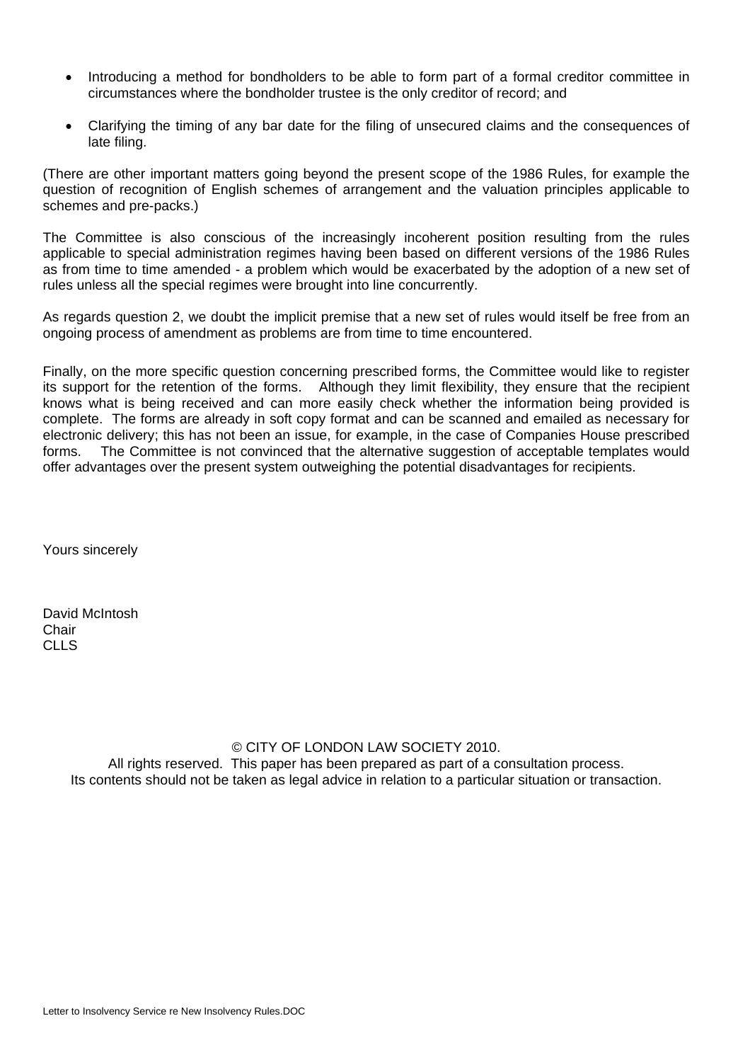- Introducing a method for bondholders to be able to form part of a formal creditor committee in circumstances where the bondholder trustee is the only creditor of record; and
- Clarifying the timing of any bar date for the filing of unsecured claims and the consequences of late filing.

(There are other important matters going beyond the present scope of the 1986 Rules, for example the question of recognition of English schemes of arrangement and the valuation principles applicable to schemes and pre-packs.)

The Committee is also conscious of the increasingly incoherent position resulting from the rules applicable to special administration regimes having been based on different versions of the 1986 Rules as from time to time amended - a problem which would be exacerbated by the adoption of a new set of rules unless all the special regimes were brought into line concurrently.

As regards question 2, we doubt the implicit premise that a new set of rules would itself be free from an ongoing process of amendment as problems are from time to time encountered.

Finally, on the more specific question concerning prescribed forms, the Committee would like to register its support for the retention of the forms. Although they limit flexibility, they ensure that the recipient knows what is being received and can more easily check whether the information being provided is complete. The forms are already in soft copy format and can be scanned and emailed as necessary for electronic delivery; this has not been an issue, for example, in the case of Companies House prescribed forms. The Committee is not convinced that the alternative suggestion of acceptable templates would offer advantages over the present system outweighing the potential disadvantages for recipients.

Yours sincerely

David McIntosh
Chair
CLLS

© CITY OF LONDON LAW SOCIETY 2010.
All rights reserved. This paper has been prepared as part of a consultation process.
Its contents should not be taken as legal advice in relation to a particular situation or transaction.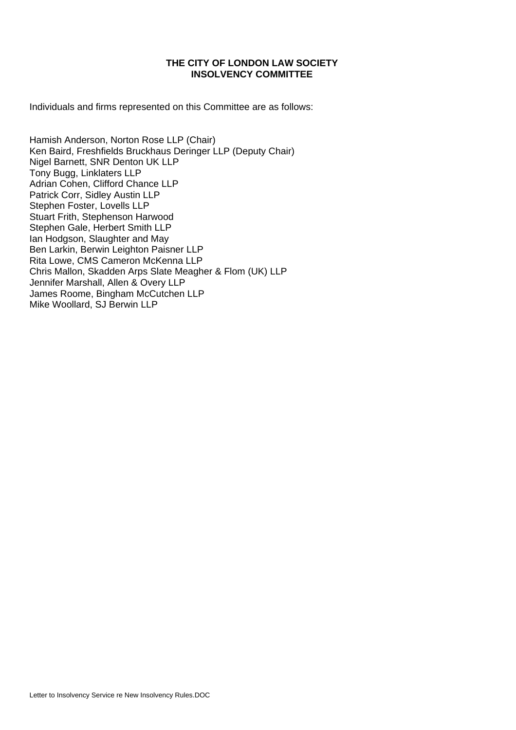**THE CITY OF LONDON LAW SOCIETY**
**INSOLVENCY COMMITTEE**

Individuals and firms represented on this Committee are as follows:

Hamish Anderson, Norton Rose LLP (Chair)
Ken Baird, Freshfields Bruckhaus Deringer LLP (Deputy Chair)
Nigel Barnett, SNR Denton UK LLP
Tony Bugg, Linklaters LLP
Adrian Cohen, Clifford Chance LLP
Patrick Corr, Sidley Austin LLP
Stephen Foster, Lovells LLP
Stuart Frith, Stephenson Harwood
Stephen Gale, Herbert Smith LLP
Ian Hodgson, Slaughter and May
Ben Larkin, Berwin Leighton Paisner LLP
Rita Lowe, CMS Cameron McKenna LLP
Chris Mallon, Skadden Arps Slate Meagher & Flom (UK) LLP
Jennifer Marshall, Allen & Overy LLP
James Roome, Bingham McCutchen LLP
Mike Woollard, SJ Berwin LLP